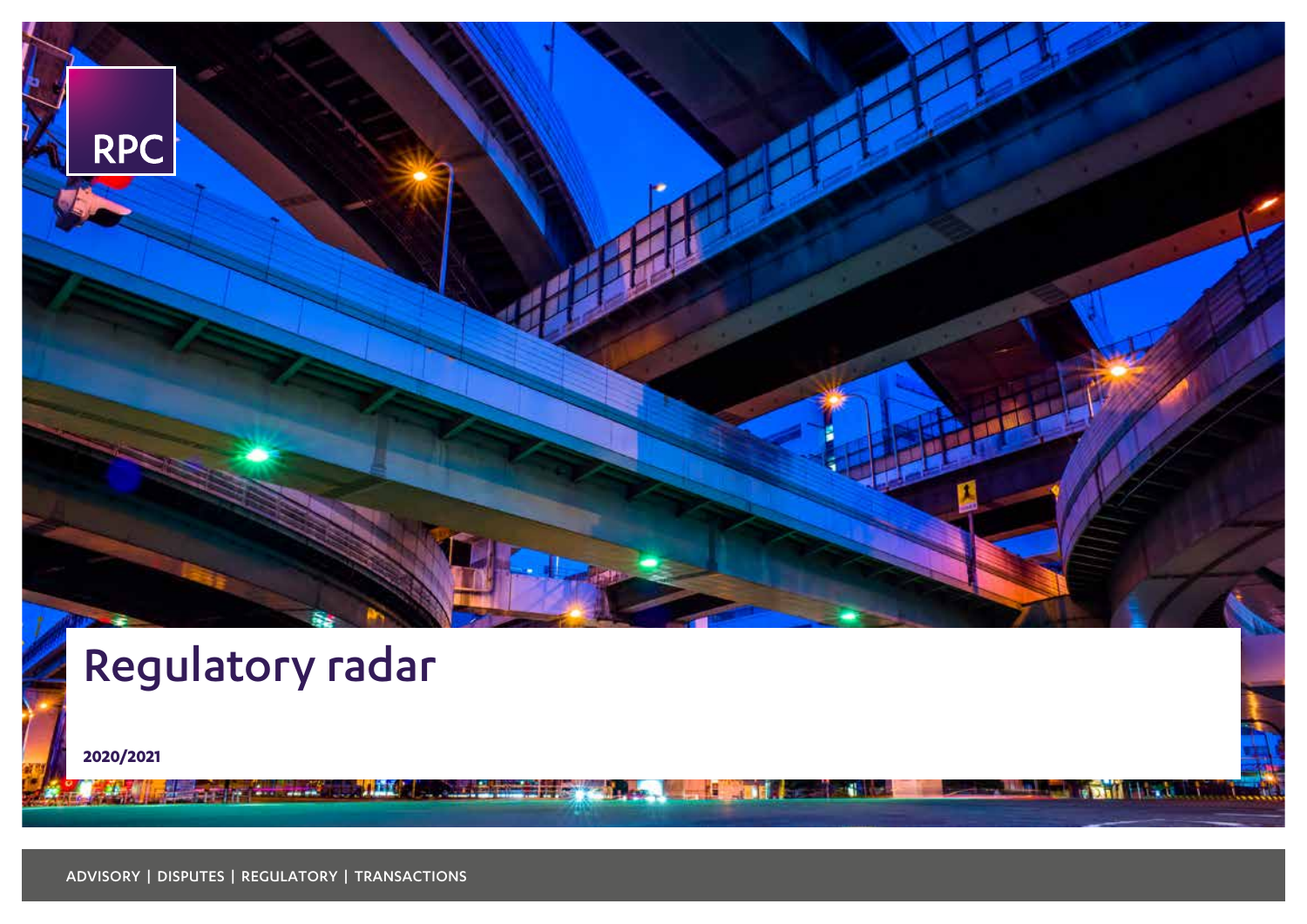RPC

# Regulatory radar

**2020/2021**

ADVISORY | DISPUTES | REGULATORY | TRANSACTIONS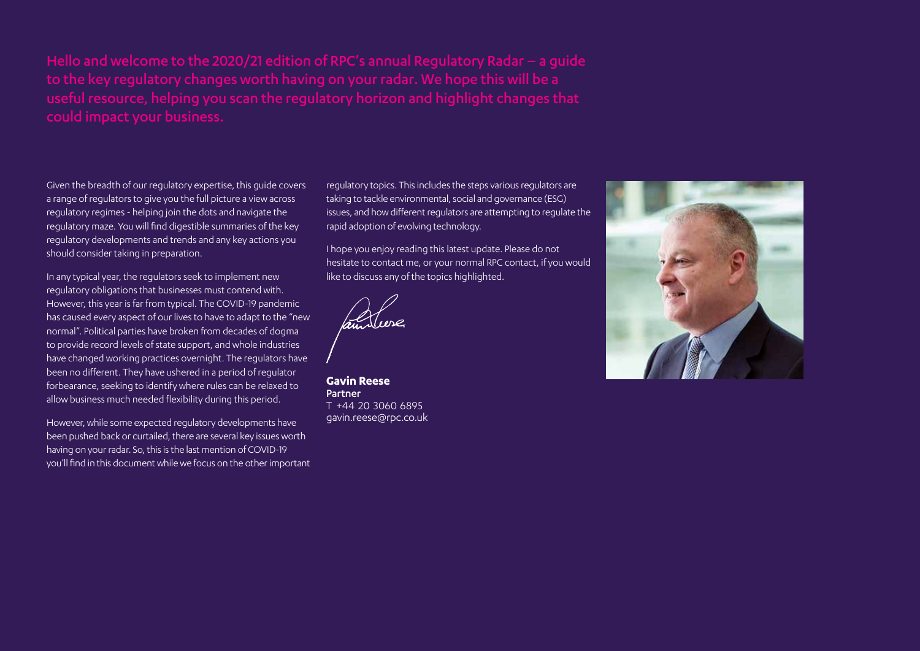Hello and welcome to the 2020/21 edition of RPC's annual Regulatory Radar – a guide to the key regulatory changes worth having on your radar. We hope this will be a useful resource, helping you scan the regulatory horizon and highlight changes that could impact your business.

Given the breadth of our regulatory expertise, this guide covers a range of regulators to give you the full picture a view across regulatory regimes - helping join the dots and navigate the regulatory maze. You will find digestible summaries of the key regulatory developments and trends and any key actions you should consider taking in preparation.

In any typical year, the regulators seek to implement new regulatory obligations that businesses must contend with. However, this year is far from typical. The COVID-19 pandemic has caused every aspect of our lives to have to adapt to the "new normal". Political parties have broken from decades of dogma to provide record levels of state support, and whole industries have changed working practices overnight. The regulators have been no different. They have ushered in a period of regulator forbearance, seeking to identify where rules can be relaxed to allow business much needed flexibility during this period.

However, while some expected regulatory developments have been pushed back or curtailed, there are several key issues worth having on your radar. So, this is the last mention of COVID-19 you'll find in this document while we focus on the other important regulatory topics. This includes the steps various regulators are taking to tackle environmental, social and governance (ESG) issues, and how different regulators are attempting to regulate the rapid adoption of evolving technology.

I hope you enjoy reading this latest update. Please do not hesitate to contact me, or your normal RPC contact, if you would like to discuss any of the topics highlighted.

**Gavin Reese**
Partner
T +44 20 3060 6895
gavin.reese@rpc.co.uk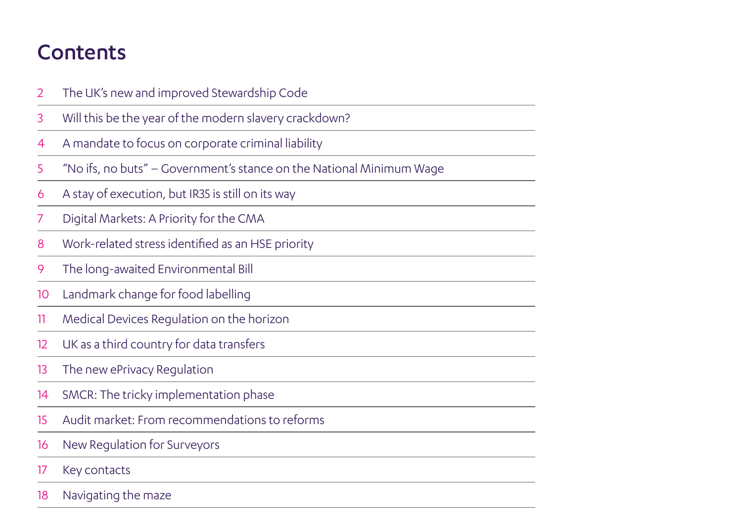# Contents

| | |
|---|---|
| 2 | The UK's new and improved Stewardship Code |
| 3 | Will this be the year of the modern slavery crackdown? |
| 4 | A mandate to focus on corporate criminal liability |
| 5 | "No ifs, no buts" – Government's stance on the National Minimum Wage |
| 6 | A stay of execution, but IR35 is still on its way |
| 7 | Digital Markets: A Priority for the CMA |
| 8 | Work-related stress identified as an HSE priority |
| 9 | The long-awaited Environmental Bill |
| 10 | Landmark change for food labelling |
| 11 | Medical Devices Regulation on the horizon |
| 12 | UK as a third country for data transfers |
| 13 | The new ePrivacy Regulation |
| 14 | SMCR: The tricky implementation phase |
| 15 | Audit market: From recommendations to reforms |
| 16 | New Regulation for Surveyors |
| 17 | Key contacts |
| 18 | Navigating the maze |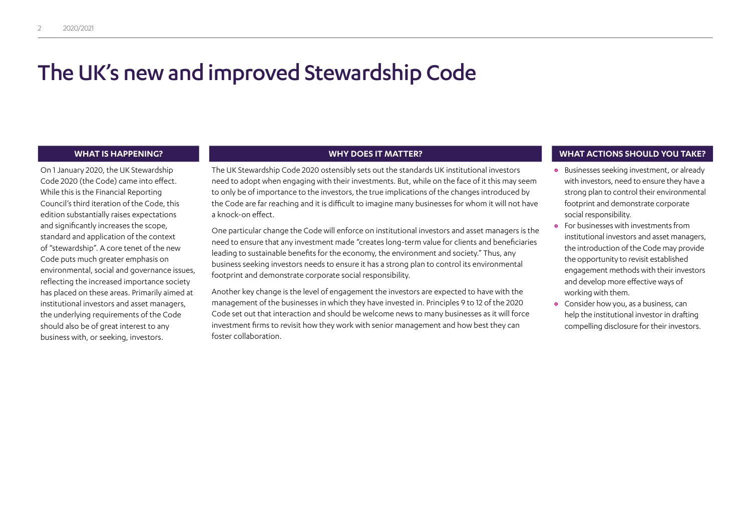# The UK's new and improved Stewardship Code

## WHAT IS HAPPENING?

On 1 January 2020, the UK Stewardship Code 2020 (the Code) came into effect. While this is the Financial Reporting Council's third iteration of the Code, this edition substantially raises expectations and significantly increases the scope, standard and application of the context of "stewardship". A core tenet of the new Code puts much greater emphasis on environmental, social and governance issues, reflecting the increased importance society has placed on these areas. Primarily aimed at institutional investors and asset managers, the underlying requirements of the Code should also be of great interest to any business with, or seeking, investors.

## WHY DOES IT MATTER?

The UK Stewardship Code 2020 ostensibly sets out the standards UK institutional investors need to adopt when engaging with their investments. But, while on the face of it this may seem to only be of importance to the investors, the true implications of the changes introduced by the Code are far reaching and it is difficult to imagine many businesses for whom it will not have a knock-on effect.

One particular change the Code will enforce on institutional investors and asset managers is the need to ensure that any investment made "creates long-term value for clients and beneficiaries leading to sustainable benefits for the economy, the environment and society." Thus, any business seeking investors needs to ensure it has a strong plan to control its environmental footprint and demonstrate corporate social responsibility.

Another key change is the level of engagement the investors are expected to have with the management of the businesses in which they have invested in. Principles 9 to 12 of the 2020 Code set out that interaction and should be welcome news to many businesses as it will force investment firms to revisit how they work with senior management and how best they can foster collaboration.

## WHAT ACTIONS SHOULD YOU TAKE?

- Businesses seeking investment, or already with investors, need to ensure they have a strong plan to control their environmental footprint and demonstrate corporate social responsibility.
- For businesses with investments from institutional investors and asset managers, the introduction of the Code may provide the opportunity to revisit established engagement methods with their investors and develop more effective ways of working with them.
- Consider how you, as a business, can help the institutional investor in drafting compelling disclosure for their investors.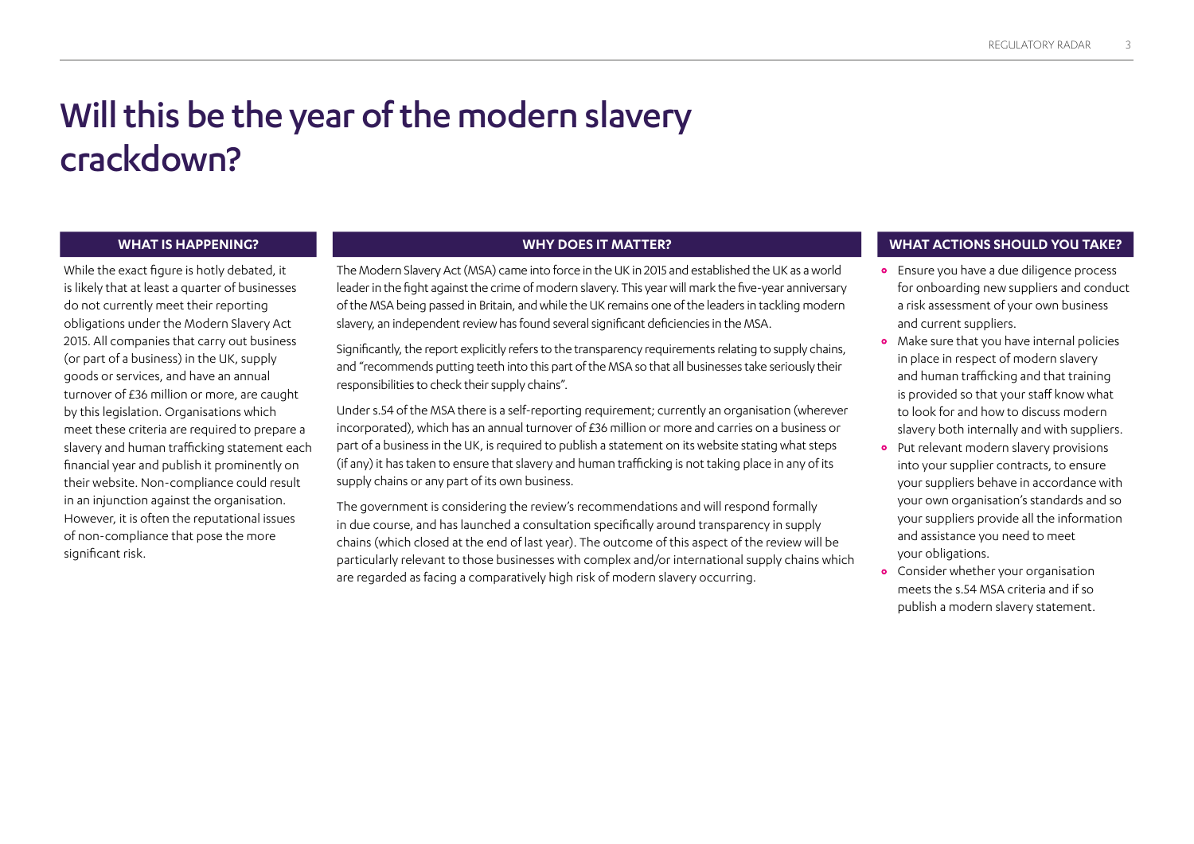# Will this be the year of the modern slavery crackdown?

## WHAT IS HAPPENING?

While the exact figure is hotly debated, it is likely that at least a quarter of businesses do not currently meet their reporting obligations under the Modern Slavery Act 2015. All companies that carry out business (or part of a business) in the UK, supply goods or services, and have an annual turnover of £36 million or more, are caught by this legislation. Organisations which meet these criteria are required to prepare a slavery and human trafficking statement each financial year and publish it prominently on their website. Non-compliance could result in an injunction against the organisation. However, it is often the reputational issues of non-compliance that pose the more significant risk.

## WHY DOES IT MATTER?

The Modern Slavery Act (MSA) came into force in the UK in 2015 and established the UK as a world leader in the fight against the crime of modern slavery. This year will mark the five-year anniversary of the MSA being passed in Britain, and while the UK remains one of the leaders in tackling modern slavery, an independent review has found several significant deficiencies in the MSA.

Significantly, the report explicitly refers to the transparency requirements relating to supply chains, and "recommends putting teeth into this part of the MSA so that all businesses take seriously their responsibilities to check their supply chains".

Under s.54 of the MSA there is a self-reporting requirement; currently an organisation (wherever incorporated), which has an annual turnover of £36 million or more and carries on a business or part of a business in the UK, is required to publish a statement on its website stating what steps (if any) it has taken to ensure that slavery and human trafficking is not taking place in any of its supply chains or any part of its own business.

The government is considering the review's recommendations and will respond formally in due course, and has launched a consultation specifically around transparency in supply chains (which closed at the end of last year). The outcome of this aspect of the review will be particularly relevant to those businesses with complex and/or international supply chains which are regarded as facing a comparatively high risk of modern slavery occurring.

## WHAT ACTIONS SHOULD YOU TAKE?

- Ensure you have a due diligence process for onboarding new suppliers and conduct a risk assessment of your own business and current suppliers.
- Make sure that you have internal policies in place in respect of modern slavery and human trafficking and that training is provided so that your staff know what to look for and how to discuss modern slavery both internally and with suppliers.
- Put relevant modern slavery provisions into your supplier contracts, to ensure your suppliers behave in accordance with your own organisation's standards and so your suppliers provide all the information and assistance you need to meet your obligations.
- Consider whether your organisation meets the s.54 MSA criteria and if so publish a modern slavery statement.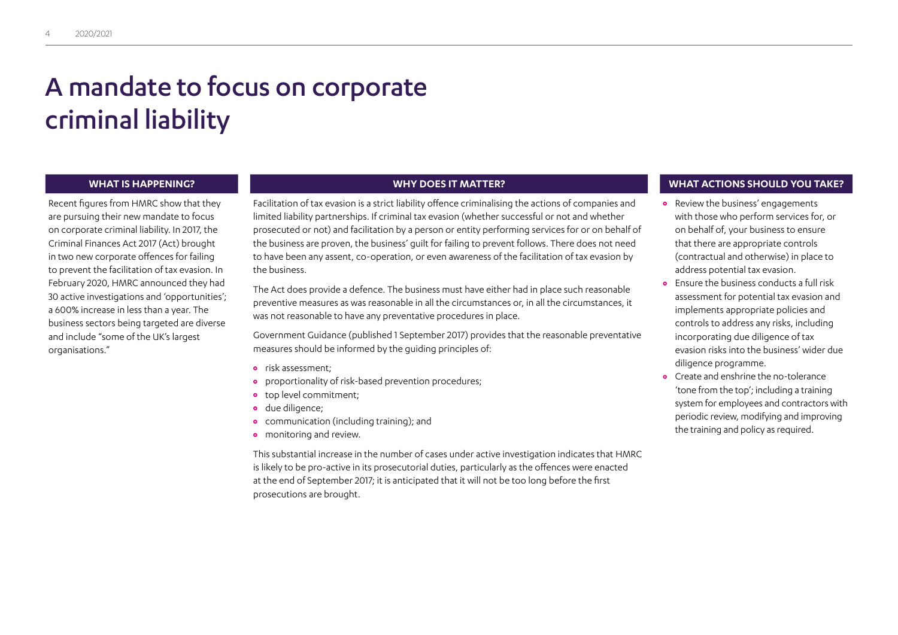# A mandate to focus on corporate criminal liability

## WHAT IS HAPPENING?

Recent figures from HMRC show that they are pursuing their new mandate to focus on corporate criminal liability. In 2017, the Criminal Finances Act 2017 (Act) brought in two new corporate offences for failing to prevent the facilitation of tax evasion. In February 2020, HMRC announced they had 30 active investigations and 'opportunities'; a 600% increase in less than a year. The business sectors being targeted are diverse and include "some of the UK's largest organisations."

## WHY DOES IT MATTER?

Facilitation of tax evasion is a strict liability offence criminalising the actions of companies and limited liability partnerships. If criminal tax evasion (whether successful or not and whether prosecuted or not) and facilitation by a person or entity performing services for or on behalf of the business are proven, the business' guilt for failing to prevent follows. There does not need to have been any assent, co-operation, or even awareness of the facilitation of tax evasion by the business.

The Act does provide a defence. The business must have either had in place such reasonable preventive measures as was reasonable in all the circumstances or, in all the circumstances, it was not reasonable to have any preventative procedures in place.

Government Guidance (published 1 September 2017) provides that the reasonable preventative measures should be informed by the guiding principles of:

- risk assessment;
- proportionality of risk-based prevention procedures;
- top level commitment;
- due diligence;
- communication (including training); and
- monitoring and review.

This substantial increase in the number of cases under active investigation indicates that HMRC is likely to be pro-active in its prosecutorial duties, particularly as the offences were enacted at the end of September 2017; it is anticipated that it will not be too long before the first prosecutions are brought.

## WHAT ACTIONS SHOULD YOU TAKE?

- Review the business' engagements with those who perform services for, or on behalf of, your business to ensure that there are appropriate controls (contractual and otherwise) in place to address potential tax evasion.
- Ensure the business conducts a full risk assessment for potential tax evasion and implements appropriate policies and controls to address any risks, including incorporating due diligence of tax evasion risks into the business' wider due diligence programme.
- Create and enshrine the no-tolerance 'tone from the top'; including a training system for employees and contractors with periodic review, modifying and improving the training and policy as required.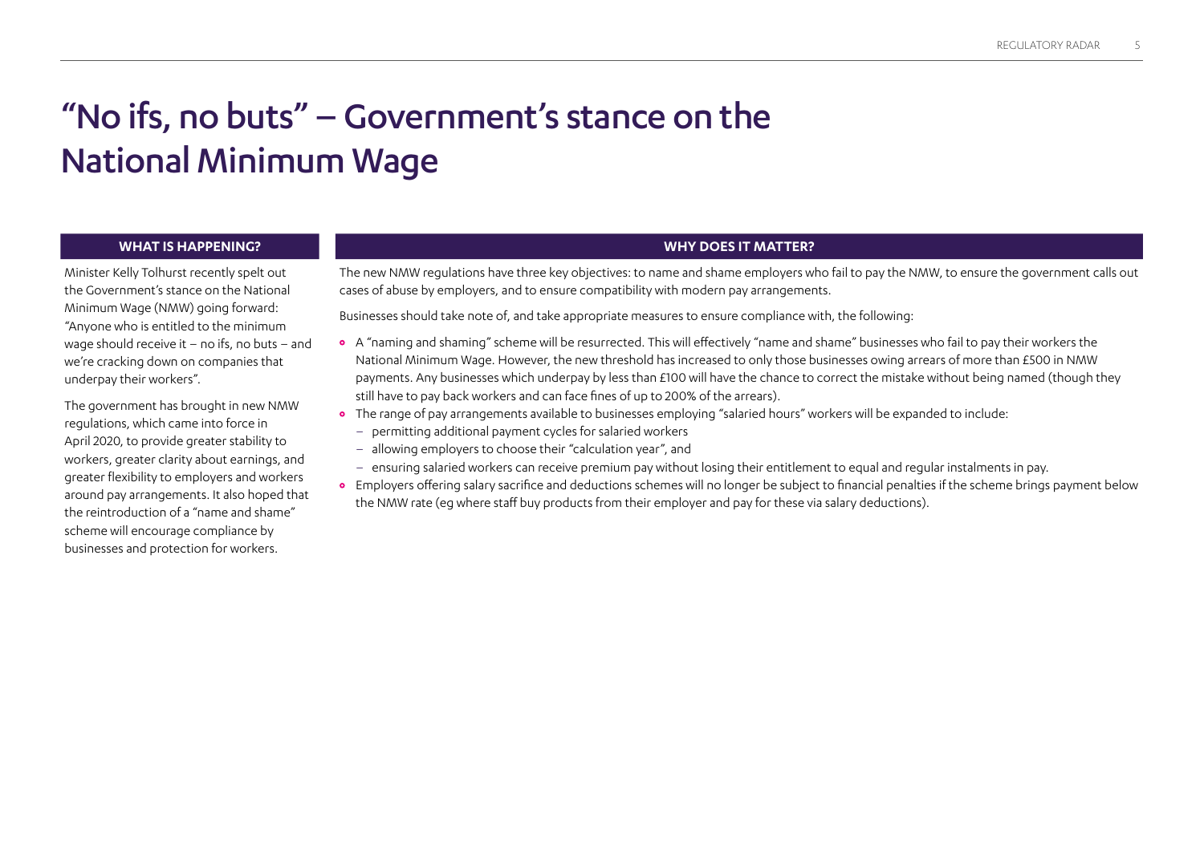# "No ifs, no buts" – Government's stance on the National Minimum Wage

## WHAT IS HAPPENING?

Minister Kelly Tolhurst recently spelt out the Government's stance on the National Minimum Wage (NMW) going forward: "Anyone who is entitled to the minimum wage should receive it – no ifs, no buts – and we're cracking down on companies that underpay their workers".

The government has brought in new NMW regulations, which came into force in April 2020, to provide greater stability to workers, greater clarity about earnings, and greater flexibility to employers and workers around pay arrangements. It also hoped that the reintroduction of a "name and shame" scheme will encourage compliance by businesses and protection for workers.

## WHY DOES IT MATTER?

The new NMW regulations have three key objectives: to name and shame employers who fail to pay the NMW, to ensure the government calls out cases of abuse by employers, and to ensure compatibility with modern pay arrangements.

Businesses should take note of, and take appropriate measures to ensure compliance with, the following:

- A "naming and shaming" scheme will be resurrected. This will effectively "name and shame" businesses who fail to pay their workers the National Minimum Wage. However, the new threshold has increased to only those businesses owing arrears of more than £500 in NMW payments. Any businesses which underpay by less than £100 will have the chance to correct the mistake without being named (though they still have to pay back workers and can face fines of up to 200% of the arrears).
- The range of pay arrangements available to businesses employing "salaried hours" workers will be expanded to include:
  - permitting additional payment cycles for salaried workers
  - allowing employers to choose their "calculation year", and
  - ensuring salaried workers can receive premium pay without losing their entitlement to equal and regular instalments in pay.
- Employers offering salary sacrifice and deductions schemes will no longer be subject to financial penalties if the scheme brings payment below the NMW rate (eg where staff buy products from their employer and pay for these via salary deductions).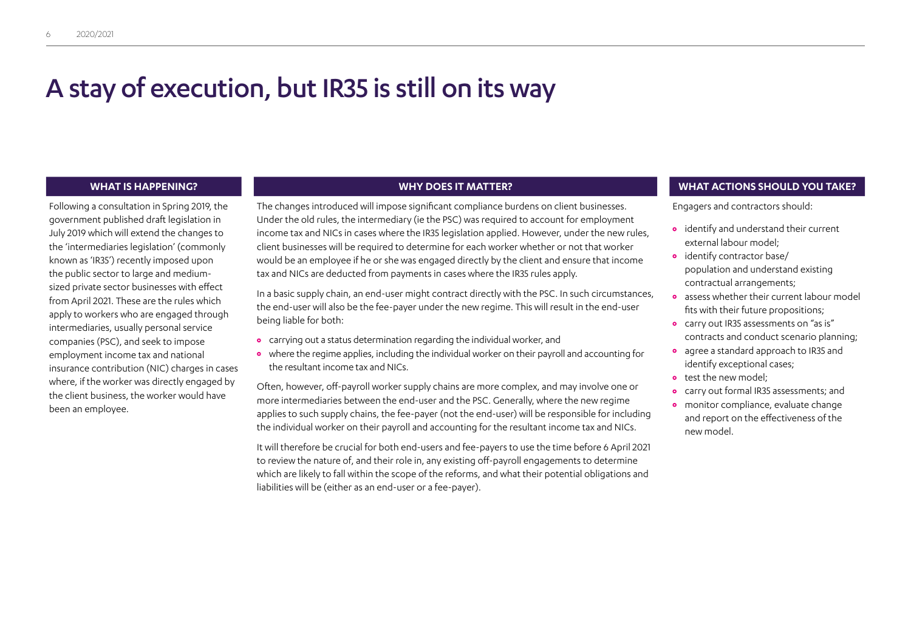# A stay of execution, but IR35 is still on its way

## WHAT IS HAPPENING?

Following a consultation in Spring 2019, the government published draft legislation in July 2019 which will extend the changes to the 'intermediaries legislation' (commonly known as 'IR35') recently imposed upon the public sector to large and medium-sized private sector businesses with effect from April 2021. These are the rules which apply to workers who are engaged through intermediaries, usually personal service companies (PSC), and seek to impose employment income tax and national insurance contribution (NIC) charges in cases where, if the worker was directly engaged by the client business, the worker would have been an employee.

## WHY DOES IT MATTER?

The changes introduced will impose significant compliance burdens on client businesses. Under the old rules, the intermediary (ie the PSC) was required to account for employment income tax and NICs in cases where the IR35 legislation applied. However, under the new rules, client businesses will be required to determine for each worker whether or not that worker would be an employee if he or she was engaged directly by the client and ensure that income tax and NICs are deducted from payments in cases where the IR35 rules apply.

In a basic supply chain, an end-user might contract directly with the PSC. In such circumstances, the end-user will also be the fee-payer under the new regime. This will result in the end-user being liable for both:

- carrying out a status determination regarding the individual worker, and
- where the regime applies, including the individual worker on their payroll and accounting for the resultant income tax and NICs.

Often, however, off-payroll worker supply chains are more complex, and may involve one or more intermediaries between the end-user and the PSC. Generally, where the new regime applies to such supply chains, the fee-payer (not the end-user) will be responsible for including the individual worker on their payroll and accounting for the resultant income tax and NICs.

It will therefore be crucial for both end-users and fee-payers to use the time before 6 April 2021 to review the nature of, and their role in, any existing off-payroll engagements to determine which are likely to fall within the scope of the reforms, and what their potential obligations and liabilities will be (either as an end-user or a fee-payer).

## WHAT ACTIONS SHOULD YOU TAKE?

Engagers and contractors should:

- identify and understand their current external labour model;
- identify contractor base/ population and understand existing contractual arrangements;
- assess whether their current labour model fits with their future propositions;
- carry out IR35 assessments on "as is" contracts and conduct scenario planning;
- agree a standard approach to IR35 and identify exceptional cases;
- test the new model;
- carry out formal IR35 assessments; and
- monitor compliance, evaluate change and report on the effectiveness of the new model.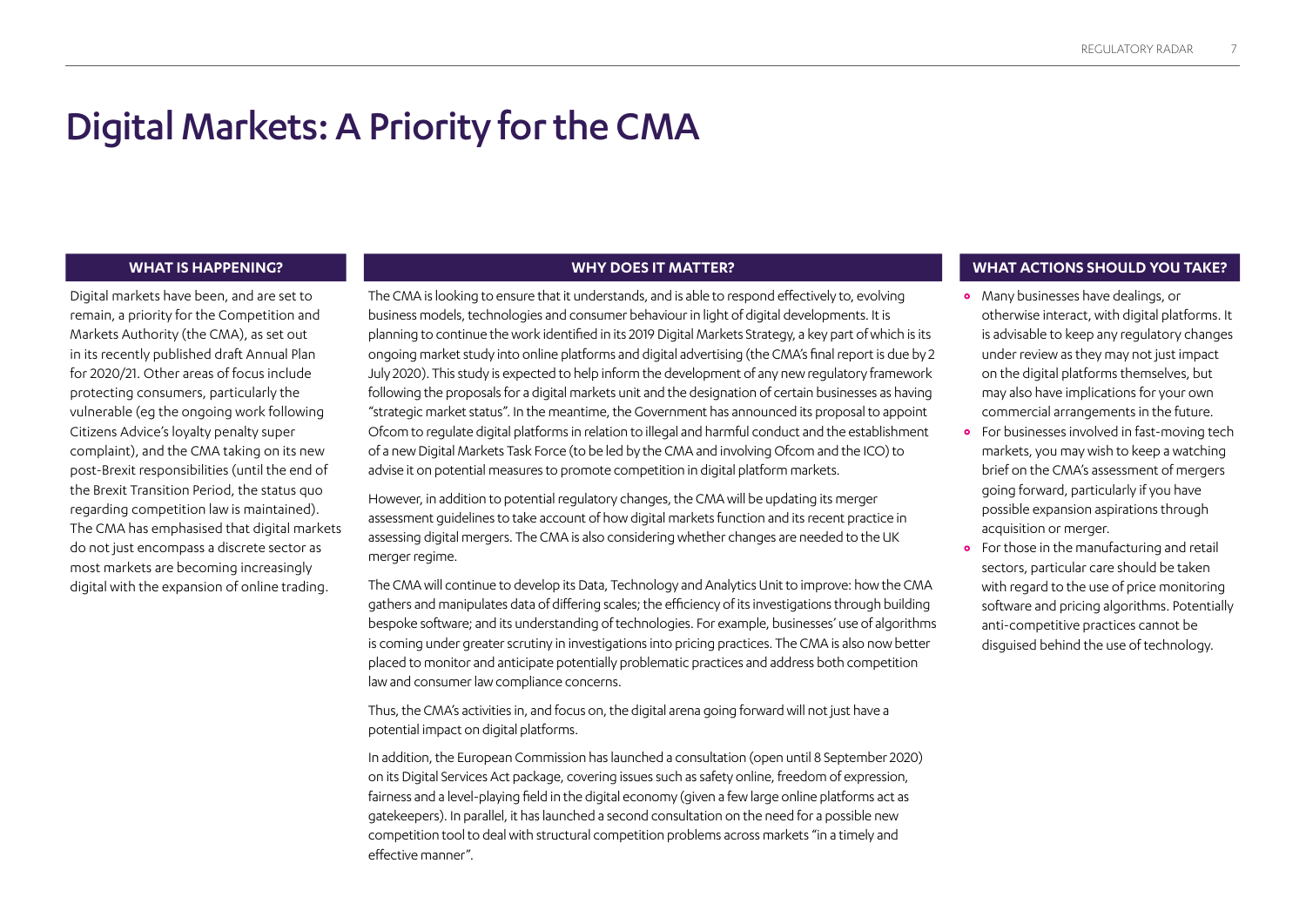# Digital Markets: A Priority for the CMA

## WHAT IS HAPPENING?

Digital markets have been, and are set to remain, a priority for the Competition and Markets Authority (the CMA), as set out in its recently published draft Annual Plan for 2020/21. Other areas of focus include protecting consumers, particularly the vulnerable (eg the ongoing work following Citizens Advice's loyalty penalty super complaint), and the CMA taking on its new post-Brexit responsibilities (until the end of the Brexit Transition Period, the status quo regarding competition law is maintained). The CMA has emphasised that digital markets do not just encompass a discrete sector as most markets are becoming increasingly digital with the expansion of online trading.

## WHY DOES IT MATTER?

The CMA is looking to ensure that it understands, and is able to respond effectively to, evolving business models, technologies and consumer behaviour in light of digital developments. It is planning to continue the work identified in its 2019 Digital Markets Strategy, a key part of which is its ongoing market study into online platforms and digital advertising (the CMA's final report is due by 2 July 2020). This study is expected to help inform the development of any new regulatory framework following the proposals for a digital markets unit and the designation of certain businesses as having "strategic market status". In the meantime, the Government has announced its proposal to appoint Ofcom to regulate digital platforms in relation to illegal and harmful conduct and the establishment of a new Digital Markets Task Force (to be led by the CMA and involving Ofcom and the ICO) to advise it on potential measures to promote competition in digital platform markets.

However, in addition to potential regulatory changes, the CMA will be updating its merger assessment guidelines to take account of how digital markets function and its recent practice in assessing digital mergers. The CMA is also considering whether changes are needed to the UK merger regime.

The CMA will continue to develop its Data, Technology and Analytics Unit to improve: how the CMA gathers and manipulates data of differing scales; the efficiency of its investigations through building bespoke software; and its understanding of technologies. For example, businesses' use of algorithms is coming under greater scrutiny in investigations into pricing practices. The CMA is also now better placed to monitor and anticipate potentially problematic practices and address both competition law and consumer law compliance concerns.

Thus, the CMA's activities in, and focus on, the digital arena going forward will not just have a potential impact on digital platforms.

In addition, the European Commission has launched a consultation (open until 8 September 2020) on its Digital Services Act package, covering issues such as safety online, freedom of expression, fairness and a level-playing field in the digital economy (given a few large online platforms act as gatekeepers). In parallel, it has launched a second consultation on the need for a possible new competition tool to deal with structural competition problems across markets "in a timely and effective manner".

## WHAT ACTIONS SHOULD YOU TAKE?

- Many businesses have dealings, or otherwise interact, with digital platforms. It is advisable to keep any regulatory changes under review as they may not just impact on the digital platforms themselves, but may also have implications for your own commercial arrangements in the future.
- For businesses involved in fast-moving tech markets, you may wish to keep a watching brief on the CMA's assessment of mergers going forward, particularly if you have possible expansion aspirations through acquisition or merger.
- For those in the manufacturing and retail sectors, particular care should be taken with regard to the use of price monitoring software and pricing algorithms. Potentially anti-competitive practices cannot be disguised behind the use of technology.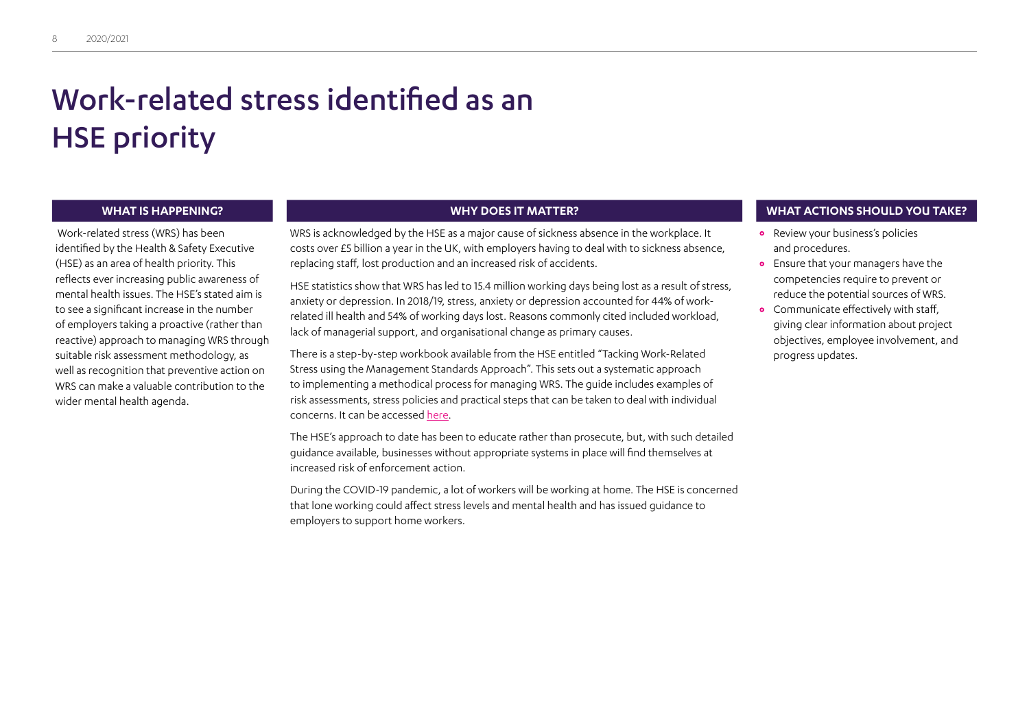# Work-related stress identified as an HSE priority

## WHAT IS HAPPENING?

Work-related stress (WRS) has been identified by the Health & Safety Executive (HSE) as an area of health priority. This reflects ever increasing public awareness of mental health issues. The HSE's stated aim is to see a significant increase in the number of employers taking a proactive (rather than reactive) approach to managing WRS through suitable risk assessment methodology, as well as recognition that preventive action on WRS can make a valuable contribution to the wider mental health agenda.

## WHY DOES IT MATTER?

WRS is acknowledged by the HSE as a major cause of sickness absence in the workplace. It costs over £5 billion a year in the UK, with employers having to deal with to sickness absence, replacing staff, lost production and an increased risk of accidents.

HSE statistics show that WRS has led to 15.4 million working days being lost as a result of stress, anxiety or depression. In 2018/19, stress, anxiety or depression accounted for 44% of work-related ill health and 54% of working days lost. Reasons commonly cited included workload, lack of managerial support, and organisational change as primary causes.

There is a step-by-step workbook available from the HSE entitled "Tacking Work-Related Stress using the Management Standards Approach". This sets out a systematic approach to implementing a methodical process for managing WRS. The guide includes examples of risk assessments, stress policies and practical steps that can be taken to deal with individual concerns. It can be accessed here.

The HSE's approach to date has been to educate rather than prosecute, but, with such detailed guidance available, businesses without appropriate systems in place will find themselves at increased risk of enforcement action.

During the COVID-19 pandemic, a lot of workers will be working at home. The HSE is concerned that lone working could affect stress levels and mental health and has issued guidance to employers to support home workers.

## WHAT ACTIONS SHOULD YOU TAKE?

- Review your business's policies and procedures.
- Ensure that your managers have the competencies require to prevent or reduce the potential sources of WRS.
- Communicate effectively with staff, giving clear information about project objectives, employee involvement, and progress updates.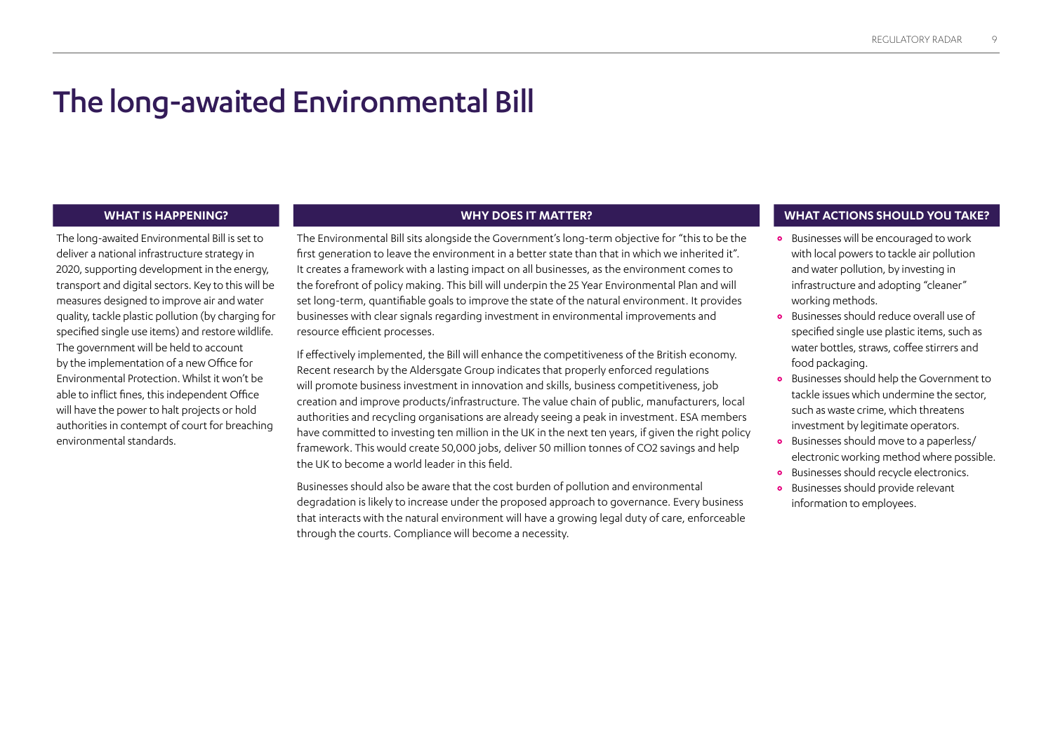# The long-awaited Environmental Bill

## WHAT IS HAPPENING?

The long-awaited Environmental Bill is set to deliver a national infrastructure strategy in 2020, supporting development in the energy, transport and digital sectors. Key to this will be measures designed to improve air and water quality, tackle plastic pollution (by charging for specified single use items) and restore wildlife. The government will be held to account by the implementation of a new Office for Environmental Protection. Whilst it won't be able to inflict fines, this independent Office will have the power to halt projects or hold authorities in contempt of court for breaching environmental standards.

## WHY DOES IT MATTER?

The Environmental Bill sits alongside the Government's long-term objective for "this to be the first generation to leave the environment in a better state than that in which we inherited it". It creates a framework with a lasting impact on all businesses, as the environment comes to the forefront of policy making. This bill will underpin the 25 Year Environmental Plan and will set long-term, quantifiable goals to improve the state of the natural environment. It provides businesses with clear signals regarding investment in environmental improvements and resource efficient processes.

If effectively implemented, the Bill will enhance the competitiveness of the British economy. Recent research by the Aldersgate Group indicates that properly enforced regulations will promote business investment in innovation and skills, business competitiveness, job creation and improve products/infrastructure. The value chain of public, manufacturers, local authorities and recycling organisations are already seeing a peak in investment. ESA members have committed to investing ten million in the UK in the next ten years, if given the right policy framework. This would create 50,000 jobs, deliver 50 million tonnes of $CO_2$ savings and help the UK to become a world leader in this field.

Businesses should also be aware that the cost burden of pollution and environmental degradation is likely to increase under the proposed approach to governance. Every business that interacts with the natural environment will have a growing legal duty of care, enforceable through the courts. Compliance will become a necessity.

## WHAT ACTIONS SHOULD YOU TAKE?

- Businesses will be encouraged to work with local powers to tackle air pollution and water pollution, by investing in infrastructure and adopting "cleaner" working methods.
- Businesses should reduce overall use of specified single use plastic items, such as water bottles, straws, coffee stirrers and food packaging.
- Businesses should help the Government to tackle issues which undermine the sector, such as waste crime, which threatens investment by legitimate operators.
- Businesses should move to a paperless/ electronic working method where possible.
- Businesses should recycle electronics.
- Businesses should provide relevant information to employees.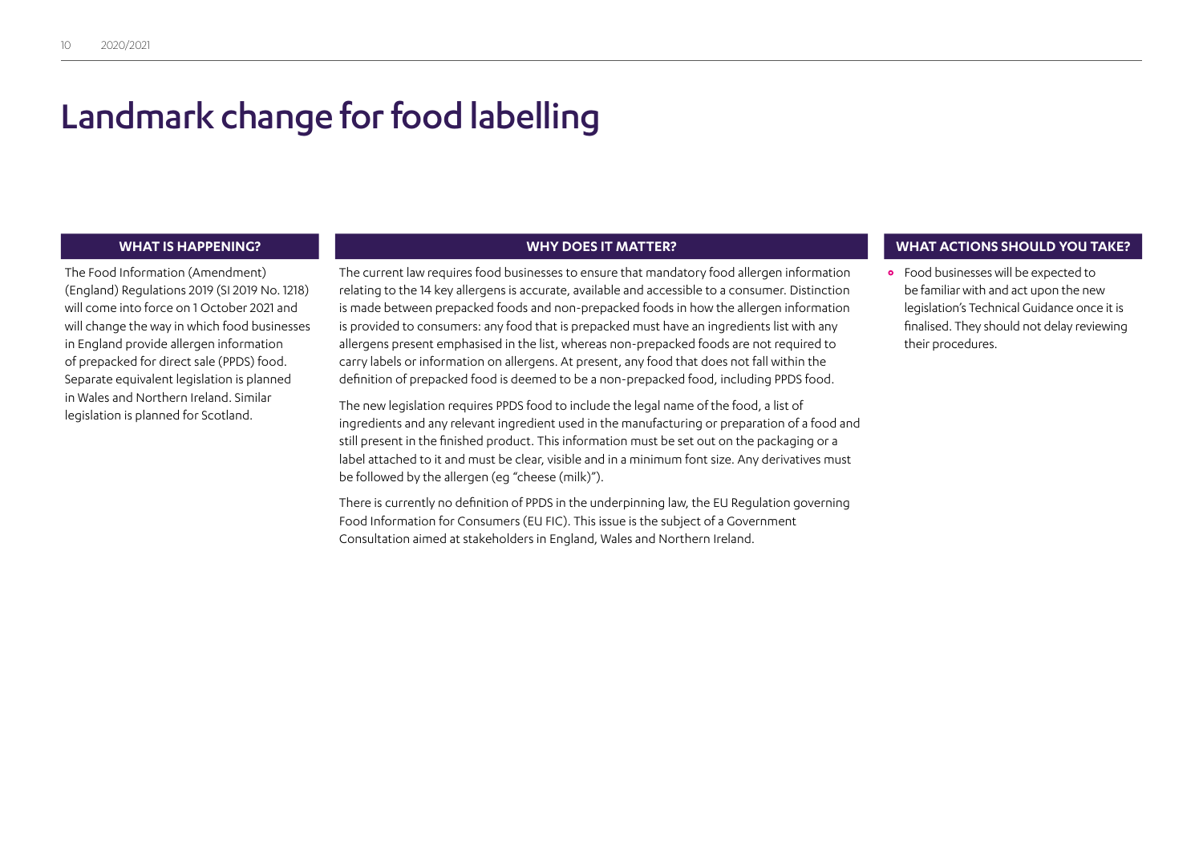# Landmark change for food labelling

## WHAT IS HAPPENING?

The Food Information (Amendment) (England) Regulations 2019 (SI 2019 No. 1218) will come into force on 1 October 2021 and will change the way in which food businesses in England provide allergen information of prepacked for direct sale (PPDS) food. Separate equivalent legislation is planned in Wales and Northern Ireland. Similar legislation is planned for Scotland.

## WHY DOES IT MATTER?

The current law requires food businesses to ensure that mandatory food allergen information relating to the 14 key allergens is accurate, available and accessible to a consumer. Distinction is made between prepacked foods and non-prepacked foods in how the allergen information is provided to consumers: any food that is prepacked must have an ingredients list with any allergens present emphasised in the list, whereas non-prepacked foods are not required to carry labels or information on allergens. At present, any food that does not fall within the definition of prepacked food is deemed to be a non-prepacked food, including PPDS food.

The new legislation requires PPDS food to include the legal name of the food, a list of ingredients and any relevant ingredient used in the manufacturing or preparation of a food and still present in the finished product. This information must be set out on the packaging or a label attached to it and must be clear, visible and in a minimum font size. Any derivatives must be followed by the allergen (eg "cheese (milk)").

There is currently no definition of PPDS in the underpinning law, the EU Regulation governing Food Information for Consumers (EU FIC). This issue is the subject of a Government Consultation aimed at stakeholders in England, Wales and Northern Ireland.

## WHAT ACTIONS SHOULD YOU TAKE?

- Food businesses will be expected to be familiar with and act upon the new legislation's Technical Guidance once it is finalised. They should not delay reviewing their procedures.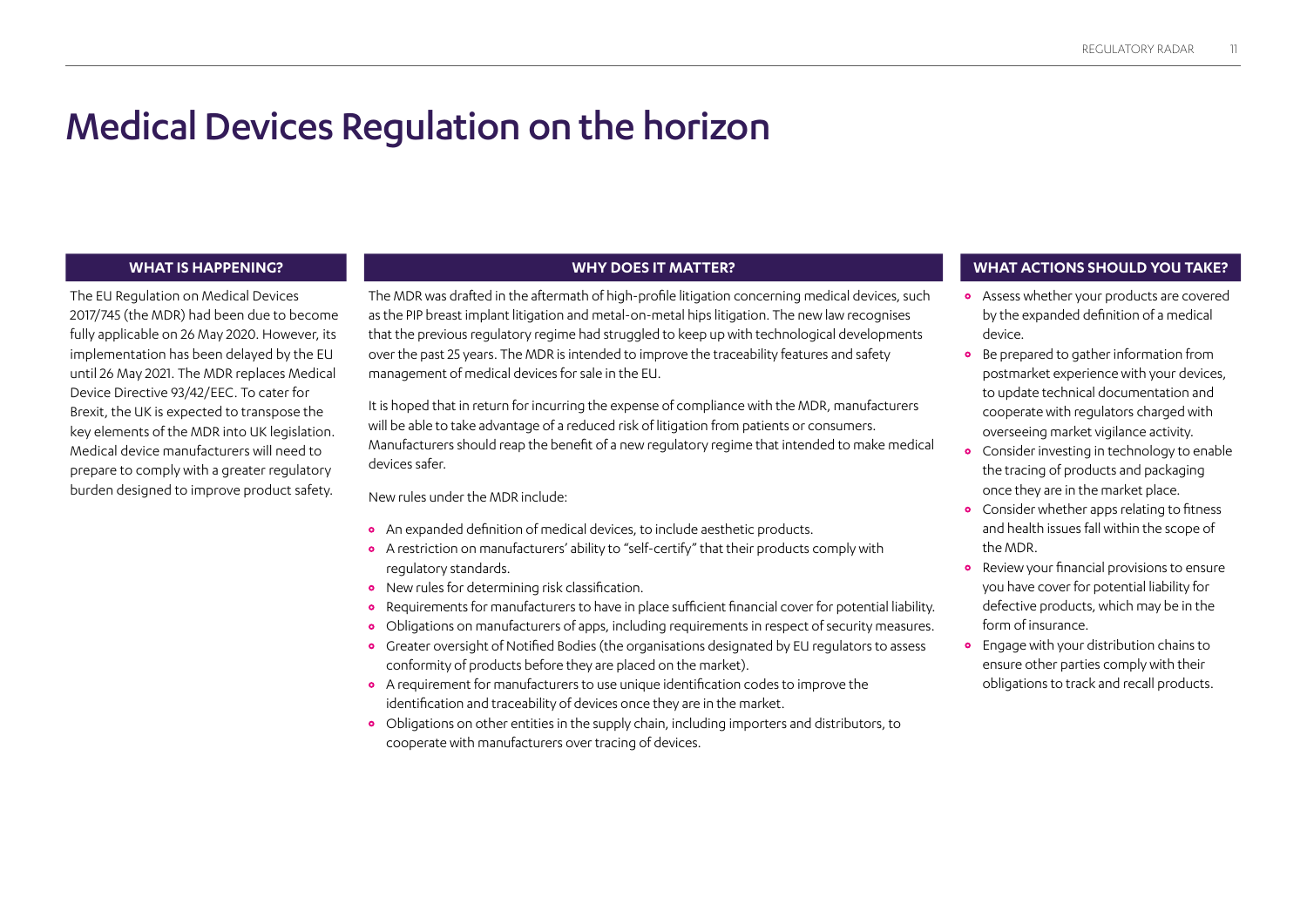# Medical Devices Regulation on the horizon

## WHAT IS HAPPENING?

The EU Regulation on Medical Devices 2017/745 (the MDR) had been due to become fully applicable on 26 May 2020. However, its implementation has been delayed by the EU until 26 May 2021. The MDR replaces Medical Device Directive 93/42/EEC. To cater for Brexit, the UK is expected to transpose the key elements of the MDR into UK legislation. Medical device manufacturers will need to prepare to comply with a greater regulatory burden designed to improve product safety.

## WHY DOES IT MATTER?

The MDR was drafted in the aftermath of high-profile litigation concerning medical devices, such as the PIP breast implant litigation and metal-on-metal hips litigation. The new law recognises that the previous regulatory regime had struggled to keep up with technological developments over the past 25 years. The MDR is intended to improve the traceability features and safety management of medical devices for sale in the EU.

It is hoped that in return for incurring the expense of compliance with the MDR, manufacturers will be able to take advantage of a reduced risk of litigation from patients or consumers. Manufacturers should reap the benefit of a new regulatory regime that intended to make medical devices safer.

New rules under the MDR include:

- An expanded definition of medical devices, to include aesthetic products.
- A restriction on manufacturers' ability to "self-certify" that their products comply with regulatory standards.
- New rules for determining risk classification.
- Requirements for manufacturers to have in place sufficient financial cover for potential liability.
- Obligations on manufacturers of apps, including requirements in respect of security measures.
- Greater oversight of Notified Bodies (the organisations designated by EU regulators to assess conformity of products before they are placed on the market).
- A requirement for manufacturers to use unique identification codes to improve the identification and traceability of devices once they are in the market.
- Obligations on other entities in the supply chain, including importers and distributors, to cooperate with manufacturers over tracing of devices.

## WHAT ACTIONS SHOULD YOU TAKE?

- Assess whether your products are covered by the expanded definition of a medical device.
- Be prepared to gather information from postmarket experience with your devices, to update technical documentation and cooperate with regulators charged with overseeing market vigilance activity.
- Consider investing in technology to enable the tracing of products and packaging once they are in the market place.
- Consider whether apps relating to fitness and health issues fall within the scope of the MDR.
- Review your financial provisions to ensure you have cover for potential liability for defective products, which may be in the form of insurance.
- Engage with your distribution chains to ensure other parties comply with their obligations to track and recall products.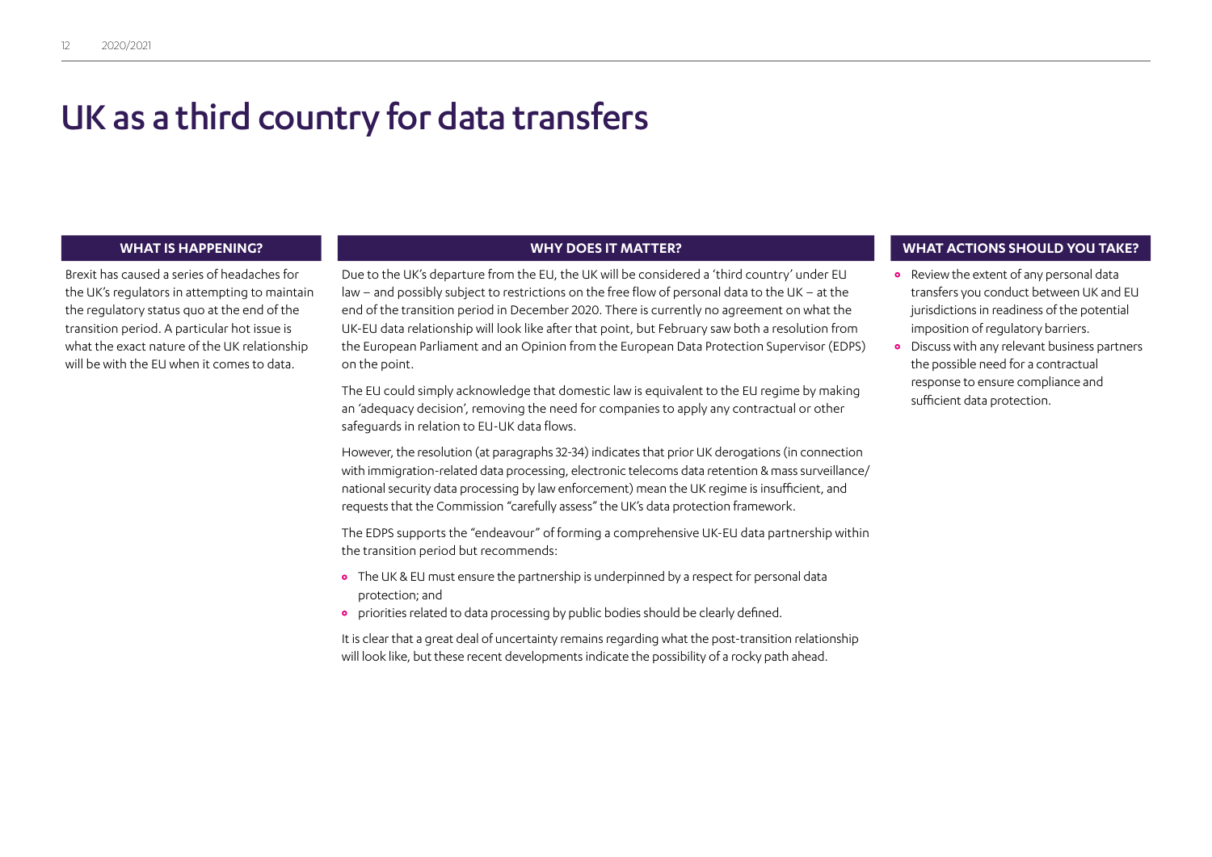# UK as a third country for data transfers

### WHAT IS HAPPENING?

Brexit has caused a series of headaches for the UK's regulators in attempting to maintain the regulatory status quo at the end of the transition period. A particular hot issue is what the exact nature of the UK relationship will be with the EU when it comes to data.

### WHY DOES IT MATTER?

Due to the UK's departure from the EU, the UK will be considered a 'third country' under EU law – and possibly subject to restrictions on the free flow of personal data to the UK – at the end of the transition period in December 2020. There is currently no agreement on what the UK-EU data relationship will look like after that point, but February saw both a resolution from the European Parliament and an Opinion from the European Data Protection Supervisor (EDPS) on the point.

The EU could simply acknowledge that domestic law is equivalent to the EU regime by making an 'adequacy decision', removing the need for companies to apply any contractual or other safeguards in relation to EU-UK data flows.

However, the resolution (at paragraphs 32-34) indicates that prior UK derogations (in connection with immigration-related data processing, electronic telecoms data retention & mass surveillance/ national security data processing by law enforcement) mean the UK regime is insufficient, and requests that the Commission "carefully assess" the UK's data protection framework.

The EDPS supports the "endeavour" of forming a comprehensive UK-EU data partnership within the transition period but recommends:

- The UK & EU must ensure the partnership is underpinned by a respect for personal data protection; and
- priorities related to data processing by public bodies should be clearly defined.

It is clear that a great deal of uncertainty remains regarding what the post-transition relationship will look like, but these recent developments indicate the possibility of a rocky path ahead.

### WHAT ACTIONS SHOULD YOU TAKE?

- Review the extent of any personal data transfers you conduct between UK and EU jurisdictions in readiness of the potential imposition of regulatory barriers.
- Discuss with any relevant business partners the possible need for a contractual response to ensure compliance and sufficient data protection.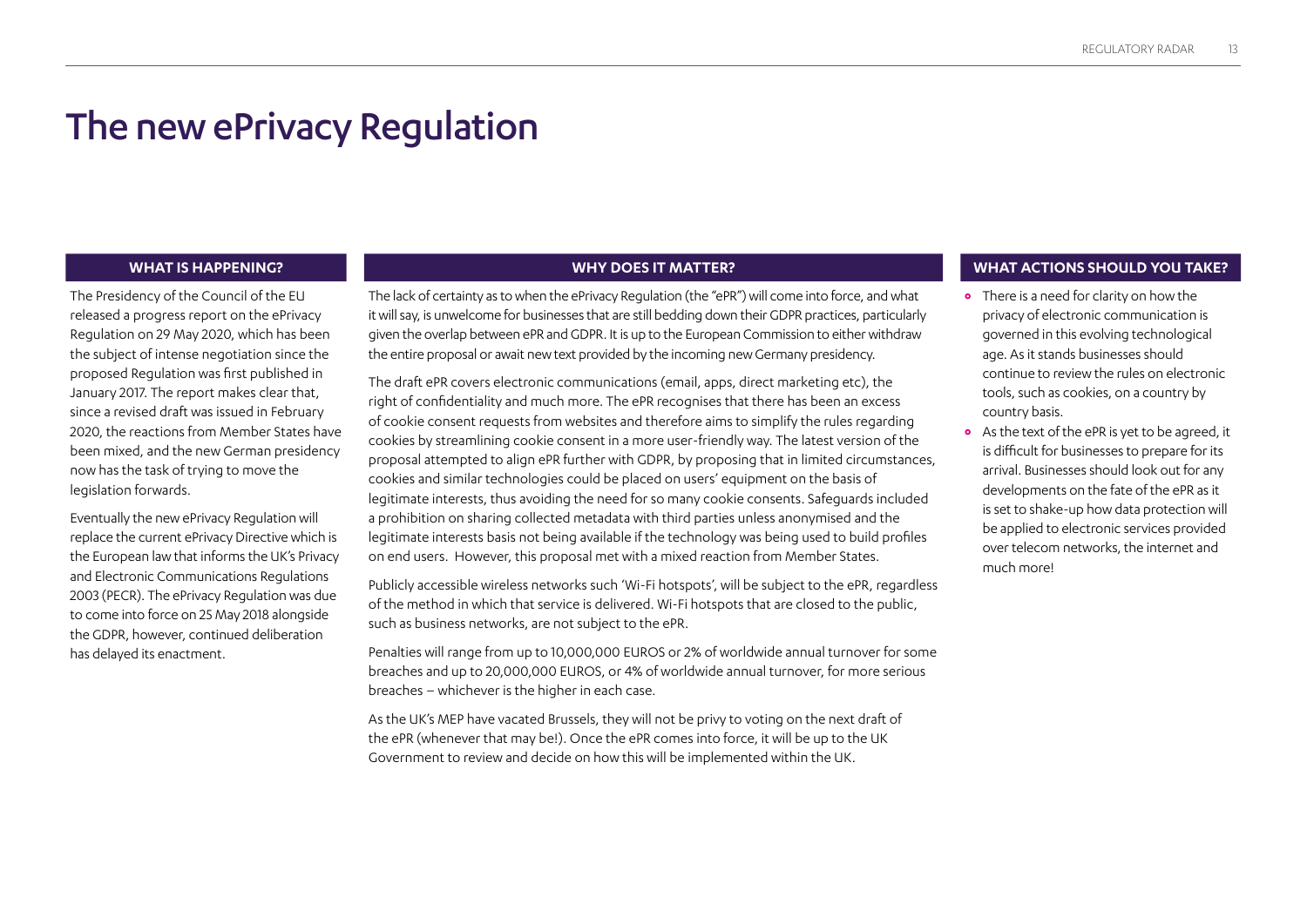# The new ePrivacy Regulation

## WHAT IS HAPPENING?

The Presidency of the Council of the EU released a progress report on the ePrivacy Regulation on 29 May 2020, which has been the subject of intense negotiation since the proposed Regulation was first published in January 2017. The report makes clear that, since a revised draft was issued in February 2020, the reactions from Member States have been mixed, and the new German presidency now has the task of trying to move the legislation forwards.

Eventually the new ePrivacy Regulation will replace the current ePrivacy Directive which is the European law that informs the UK's Privacy and Electronic Communications Regulations 2003 (PECR). The ePrivacy Regulation was due to come into force on 25 May 2018 alongside the GDPR, however, continued deliberation has delayed its enactment.

## WHY DOES IT MATTER?

The lack of certainty as to when the ePrivacy Regulation (the "ePR") will come into force, and what it will say, is unwelcome for businesses that are still bedding down their GDPR practices, particularly given the overlap between ePR and GDPR. It is up to the European Commission to either withdraw the entire proposal or await new text provided by the incoming new Germany presidency.

The draft ePR covers electronic communications (email, apps, direct marketing etc), the right of confidentiality and much more. The ePR recognises that there has been an excess of cookie consent requests from websites and therefore aims to simplify the rules regarding cookies by streamlining cookie consent in a more user-friendly way. The latest version of the proposal attempted to align ePR further with GDPR, by proposing that in limited circumstances, cookies and similar technologies could be placed on users' equipment on the basis of legitimate interests, thus avoiding the need for so many cookie consents. Safeguards included a prohibition on sharing collected metadata with third parties unless anonymised and the legitimate interests basis not being available if the technology was being used to build profiles on end users. However, this proposal met with a mixed reaction from Member States.

Publicly accessible wireless networks such 'Wi-Fi hotspots', will be subject to the ePR, regardless of the method in which that service is delivered. Wi-Fi hotspots that are closed to the public, such as business networks, are not subject to the ePR.

Penalties will range from up to 10,000,000 EUROS or 2% of worldwide annual turnover for some breaches and up to 20,000,000 EUROS, or 4% of worldwide annual turnover, for more serious breaches – whichever is the higher in each case.

As the UK's MEP have vacated Brussels, they will not be privy to voting on the next draft of the ePR (whenever that may be!). Once the ePR comes into force, it will be up to the UK Government to review and decide on how this will be implemented within the UK.

## WHAT ACTIONS SHOULD YOU TAKE?

- There is a need for clarity on how the privacy of electronic communication is governed in this evolving technological age. As it stands businesses should continue to review the rules on electronic tools, such as cookies, on a country by country basis.
- As the text of the ePR is yet to be agreed, it is difficult for businesses to prepare for its arrival. Businesses should look out for any developments on the fate of the ePR as it is set to shake-up how data protection will be applied to electronic services provided over telecom networks, the internet and much more!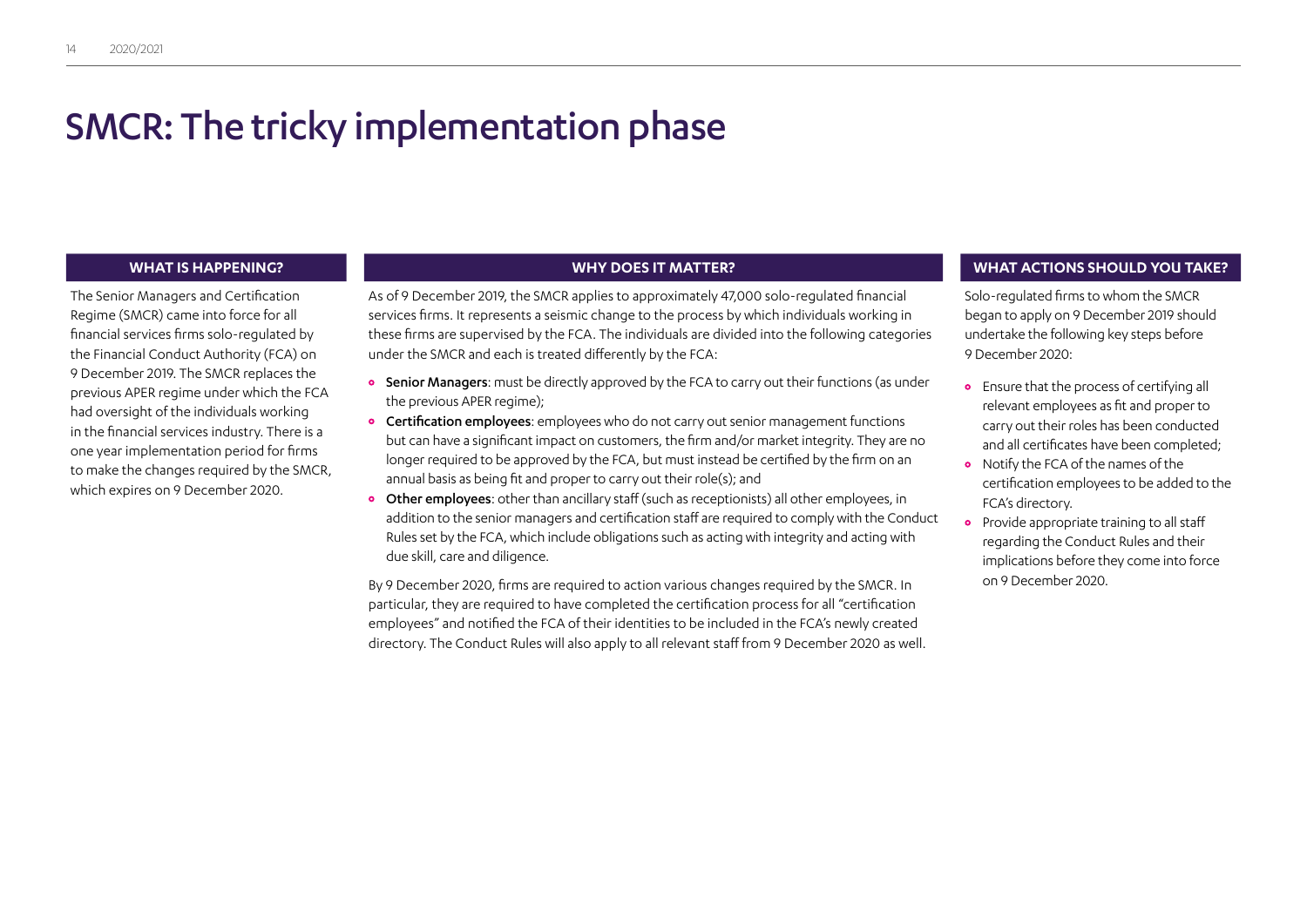# SMCR: The tricky implementation phase

### WHAT IS HAPPENING?

The Senior Managers and Certification Regime (SMCR) came into force for all financial services firms solo-regulated by the Financial Conduct Authority (FCA) on 9 December 2019. The SMCR replaces the previous APER regime under which the FCA had oversight of the individuals working in the financial services industry. There is a one year implementation period for firms to make the changes required by the SMCR, which expires on 9 December 2020.

### WHY DOES IT MATTER?

As of 9 December 2019, the SMCR applies to approximately 47,000 solo-regulated financial services firms. It represents a seismic change to the process by which individuals working in these firms are supervised by the FCA. The individuals are divided into the following categories under the SMCR and each is treated differently by the FCA:

- **Senior Managers**: must be directly approved by the FCA to carry out their functions (as under the previous APER regime);
- **Certification employees**: employees who do not carry out senior management functions but can have a significant impact on customers, the firm and/or market integrity. They are no longer required to be approved by the FCA, but must instead be certified by the firm on an annual basis as being fit and proper to carry out their role(s); and
- **Other employees**: other than ancillary staff (such as receptionists) all other employees, in addition to the senior managers and certification staff are required to comply with the Conduct Rules set by the FCA, which include obligations such as acting with integrity and acting with due skill, care and diligence.

By 9 December 2020, firms are required to action various changes required by the SMCR. In particular, they are required to have completed the certification process for all "certification employees" and notified the FCA of their identities to be included in the FCA's newly created directory. The Conduct Rules will also apply to all relevant staff from 9 December 2020 as well.

### WHAT ACTIONS SHOULD YOU TAKE?

Solo-regulated firms to whom the SMCR began to apply on 9 December 2019 should undertake the following key steps before 9 December 2020:

- Ensure that the process of certifying all relevant employees as fit and proper to carry out their roles has been conducted and all certificates have been completed;
- Notify the FCA of the names of the certification employees to be added to the FCA's directory.
- Provide appropriate training to all staff regarding the Conduct Rules and their implications before they come into force on 9 December 2020.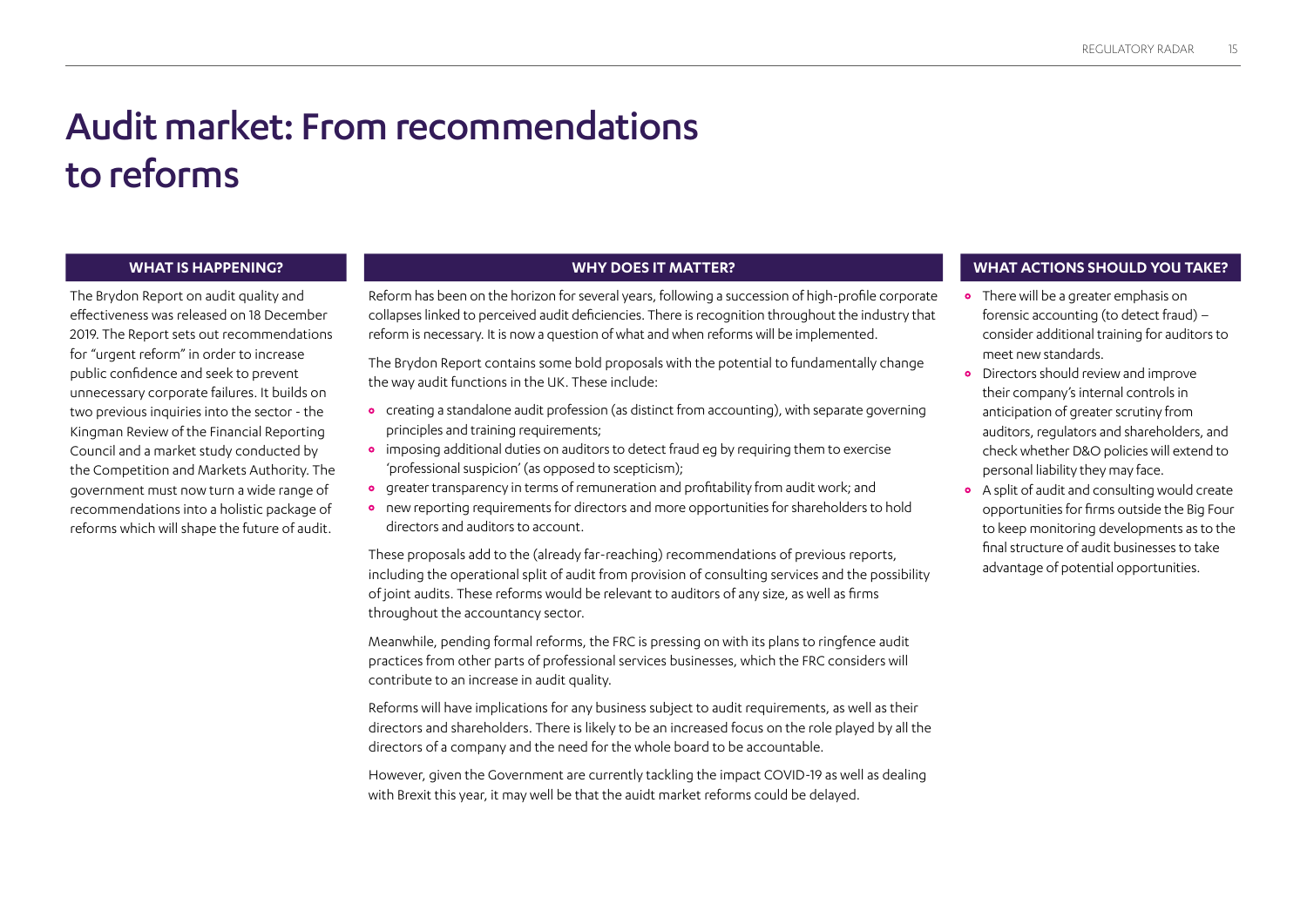# Audit market: From recommendations to reforms

## WHAT IS HAPPENING?

The Brydon Report on audit quality and effectiveness was released on 18 December 2019. The Report sets out recommendations for "urgent reform" in order to increase public confidence and seek to prevent unnecessary corporate failures. It builds on two previous inquiries into the sector - the Kingman Review of the Financial Reporting Council and a market study conducted by the Competition and Markets Authority. The government must now turn a wide range of recommendations into a holistic package of reforms which will shape the future of audit.

## WHY DOES IT MATTER?

Reform has been on the horizon for several years, following a succession of high-profile corporate collapses linked to perceived audit deficiencies. There is recognition throughout the industry that reform is necessary. It is now a question of what and when reforms will be implemented.

The Brydon Report contains some bold proposals with the potential to fundamentally change the way audit functions in the UK. These include:

- creating a standalone audit profession (as distinct from accounting), with separate governing principles and training requirements;
- imposing additional duties on auditors to detect fraud eg by requiring them to exercise 'professional suspicion' (as opposed to scepticism);
- greater transparency in terms of remuneration and profitability from audit work; and
- new reporting requirements for directors and more opportunities for shareholders to hold directors and auditors to account.

These proposals add to the (already far-reaching) recommendations of previous reports, including the operational split of audit from provision of consulting services and the possibility of joint audits. These reforms would be relevant to auditors of any size, as well as firms throughout the accountancy sector.

Meanwhile, pending formal reforms, the FRC is pressing on with its plans to ringfence audit practices from other parts of professional services businesses, which the FRC considers will contribute to an increase in audit quality.

Reforms will have implications for any business subject to audit requirements, as well as their directors and shareholders. There is likely to be an increased focus on the role played by all the directors of a company and the need for the whole board to be accountable.

However, given the Government are currently tackling the impact COVID-19 as well as dealing with Brexit this year, it may well be that the auidt market reforms could be delayed.

## WHAT ACTIONS SHOULD YOU TAKE?

- There will be a greater emphasis on forensic accounting (to detect fraud) – consider additional training for auditors to meet new standards.
- Directors should review and improve their company's internal controls in anticipation of greater scrutiny from auditors, regulators and shareholders, and check whether D&O policies will extend to personal liability they may face.
- A split of audit and consulting would create opportunities for firms outside the Big Four to keep monitoring developments as to the final structure of audit businesses to take advantage of potential opportunities.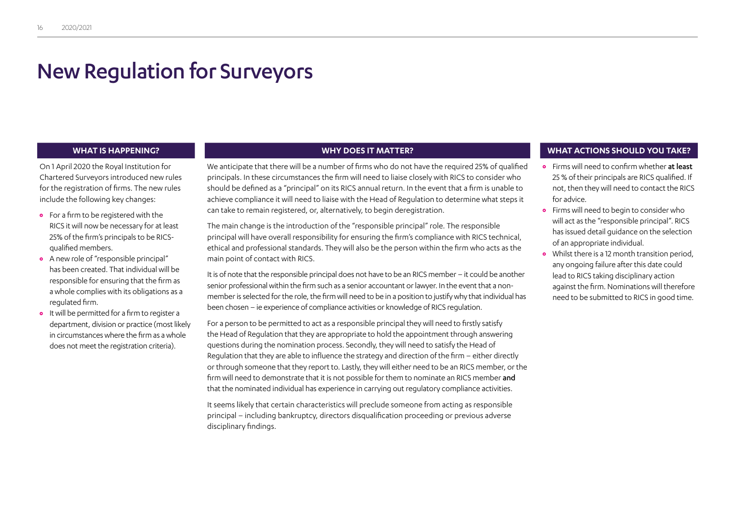# New Regulation for Surveyors

## WHAT IS HAPPENING?

On 1 April 2020 the Royal Institution for Chartered Surveyors introduced new rules for the registration of firms. The new rules include the following key changes:

- For a firm to be registered with the RICS it will now be necessary for at least 25% of the firm's principals to be RICS-qualified members.
- A new role of "responsible principal" has been created. That individual will be responsible for ensuring that the firm as a whole complies with its obligations as a regulated firm.
- It will be permitted for a firm to register a department, division or practice (most likely in circumstances where the firm as a whole does not meet the registration criteria).

## WHY DOES IT MATTER?

We anticipate that there will be a number of firms who do not have the required 25% of qualified principals. In these circumstances the firm will need to liaise closely with RICS to consider who should be defined as a "principal" on its RICS annual return. In the event that a firm is unable to achieve compliance it will need to liaise with the Head of Regulation to determine what steps it can take to remain registered, or, alternatively, to begin deregistration.

The main change is the introduction of the "responsible principal" role. The responsible principal will have overall responsibility for ensuring the firm's compliance with RICS technical, ethical and professional standards. They will also be the person within the firm who acts as the main point of contact with RICS.

It is of note that the responsible principal does not have to be an RICS member – it could be another senior professional within the firm such as a senior accountant or lawyer. In the event that a non-member is selected for the role, the firm will need to be in a position to justify why that individual has been chosen – ie experience of compliance activities or knowledge of RICS regulation.

For a person to be permitted to act as a responsible principal they will need to firstly satisfy the Head of Regulation that they are appropriate to hold the appointment through answering questions during the nomination process. Secondly, they will need to satisfy the Head of Regulation that they are able to influence the strategy and direction of the firm – either directly or through someone that they report to. Lastly, they will either need to be an RICS member, or the firm will need to demonstrate that it is not possible for them to nominate an RICS member **and** that the nominated individual has experience in carrying out regulatory compliance activities.

It seems likely that certain characteristics will preclude someone from acting as responsible principal – including bankruptcy, directors disqualification proceeding or previous adverse disciplinary findings.

## WHAT ACTIONS SHOULD YOU TAKE?

- Firms will need to confirm whether **at least** 25 % of their principals are RICS qualified. If not, then they will need to contact the RICS for advice.
- Firms will need to begin to consider who will act as the "responsible principal". RICS has issued detail guidance on the selection of an appropriate individual.
- Whilst there is a 12 month transition period, any ongoing failure after this date could lead to RICS taking disciplinary action against the firm. Nominations will therefore need to be submitted to RICS in good time.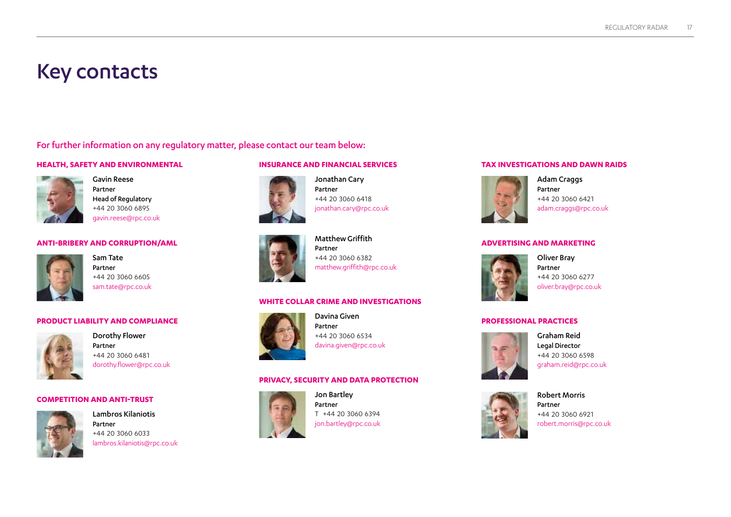# Key contacts

For further information on any regulatory matter, please contact our team below:

## HEALTH, SAFETY AND ENVIRONMENTAL

**Gavin Reese**
Partner
Head of Regulatory
+44 20 3060 6895
gavin.reese@rpc.co.uk

## ANTI-BRIBERY AND CORRUPTION/AML

**Sam Tate**
Partner
+44 20 3060 6605
sam.tate@rpc.co.uk

## PRODUCT LIABILITY AND COMPLIANCE

**Dorothy Flower**
Partner
+44 20 3060 6481
dorothy.flower@rpc.co.uk

## COMPETITION AND ANTI-TRUST

**Lambros Kilaniotis**
Partner
+44 20 3060 6033
lambros.kilaniotis@rpc.co.uk

## INSURANCE AND FINANCIAL SERVICES

**Jonathan Cary**
Partner
+44 20 3060 6418
jonathan.cary@rpc.co.uk

**Matthew Griffith**
Partner
+44 20 3060 6382
matthew.griffith@rpc.co.uk

## WHITE COLLAR CRIME AND INVESTIGATIONS

**Davina Given**
Partner
+44 20 3060 6534
davina.given@rpc.co.uk

## PRIVACY, SECURITY AND DATA PROTECTION

**Jon Bartley**
Partner
T +44 20 3060 6394
jon.bartley@rpc.co.uk

## TAX INVESTIGATIONS AND DAWN RAIDS

**Adam Craggs**
Partner
+44 20 3060 6421
adam.craggs@rpc.co.uk

## ADVERTISING AND MARKETING

**Oliver Bray**
Partner
+44 20 3060 6277
oliver.bray@rpc.co.uk

## PROFESSIONAL PRACTICES

**Graham Reid**
Legal Director
+44 20 3060 6598
graham.reid@rpc.co.uk

**Robert Morris**
Partner
+44 20 3060 6921
robert.morris@rpc.co.uk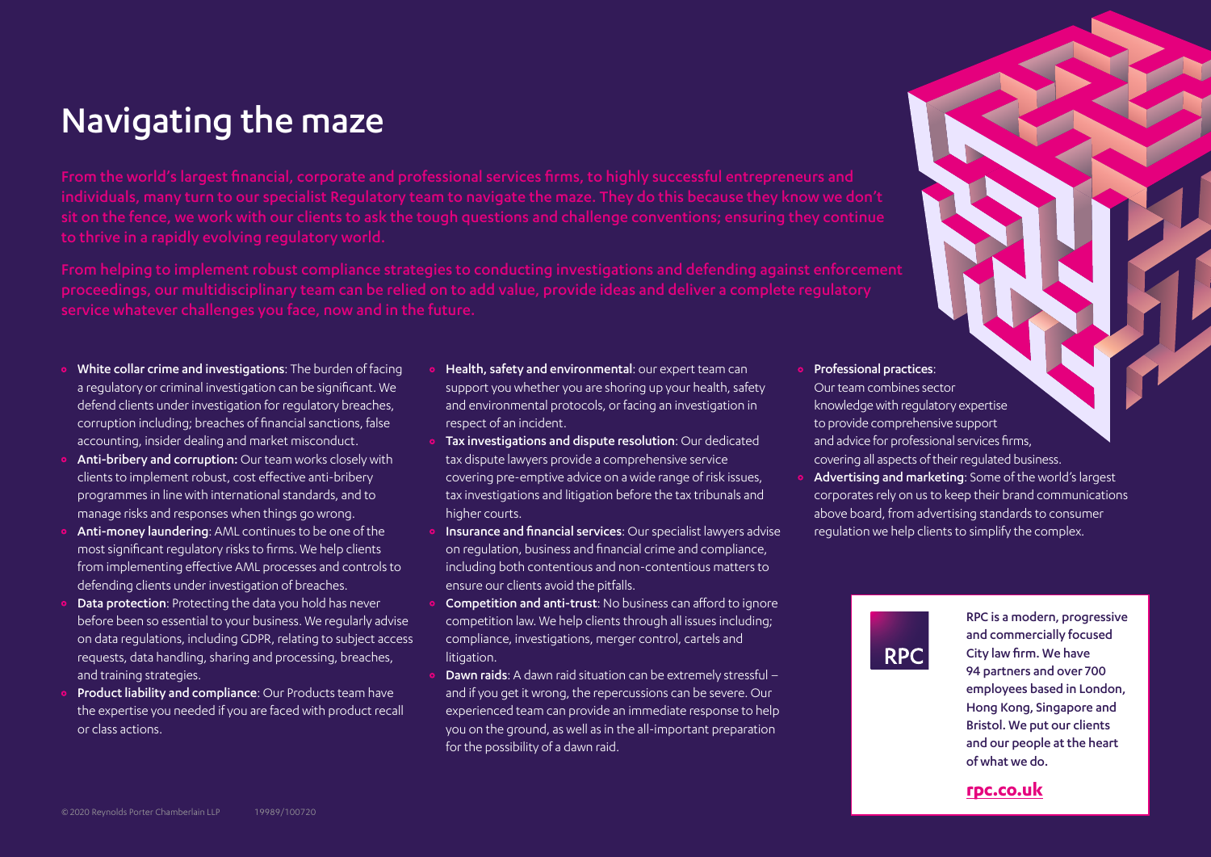# Navigating the maze

From the world's largest financial, corporate and professional services firms, to highly successful entrepreneurs and individuals, many turn to our specialist Regulatory team to navigate the maze. They do this because they know we don't sit on the fence, we work with our clients to ask the tough questions and challenge conventions; ensuring they continue to thrive in a rapidly evolving regulatory world.

From helping to implement robust compliance strategies to conducting investigations and defending against enforcement proceedings, our multidisciplinary team can be relied on to add value, provide ideas and deliver a complete regulatory service whatever challenges you face, now and in the future.

- **White collar crime and investigations**: The burden of facing a regulatory or criminal investigation can be significant. We defend clients under investigation for regulatory breaches, corruption including; breaches of financial sanctions, false accounting, insider dealing and market misconduct.
- **Anti-bribery and corruption:** Our team works closely with clients to implement robust, cost effective anti-bribery programmes in line with international standards, and to manage risks and responses when things go wrong.
- **Anti-money laundering**: AML continues to be one of the most significant regulatory risks to firms. We help clients from implementing effective AML processes and controls to defending clients under investigation of breaches.
- **Data protection**: Protecting the data you hold has never before been so essential to your business. We regularly advise on data regulations, including GDPR, relating to subject access requests, data handling, sharing and processing, breaches, and training strategies.
- **Product liability and compliance**: Our Products team have the expertise you needed if you are faced with product recall or class actions.
- **Health, safety and environmental**: our expert team can support you whether you are shoring up your health, safety and environmental protocols, or facing an investigation in respect of an incident.
- **Tax investigations and dispute resolution**: Our dedicated tax dispute lawyers provide a comprehensive service covering pre-emptive advice on a wide range of risk issues, tax investigations and litigation before the tax tribunals and higher courts.
- **Insurance and financial services**: Our specialist lawyers advise on regulation, business and financial crime and compliance, including both contentious and non-contentious matters to ensure our clients avoid the pitfalls.
- **Competition and anti-trust**: No business can afford to ignore competition law. We help clients through all issues including; compliance, investigations, merger control, cartels and litigation.
- **Dawn raids**: A dawn raid situation can be extremely stressful – and if you get it wrong, the repercussions can be severe. Our experienced team can provide an immediate response to help you on the ground, as well as in the all-important preparation for the possibility of a dawn raid.
- **Professional practices**: Our team combines sector knowledge with regulatory expertise to provide comprehensive support and advice for professional services firms, covering all aspects of their regulated business.
- **Advertising and marketing**: Some of the world's largest corporates rely on us to keep their brand communications above board, from advertising standards to consumer regulation we help clients to simplify the complex.

RPC

RPC is a modern, progressive and commercially focused City law firm. We have 94 partners and over 700 employees based in London, Hong Kong, Singapore and Bristol. We put our clients and our people at the heart of what we do.

**rpc.co.uk**

© 2020 Reynolds Porter Chamberlain LLP 19989/100720